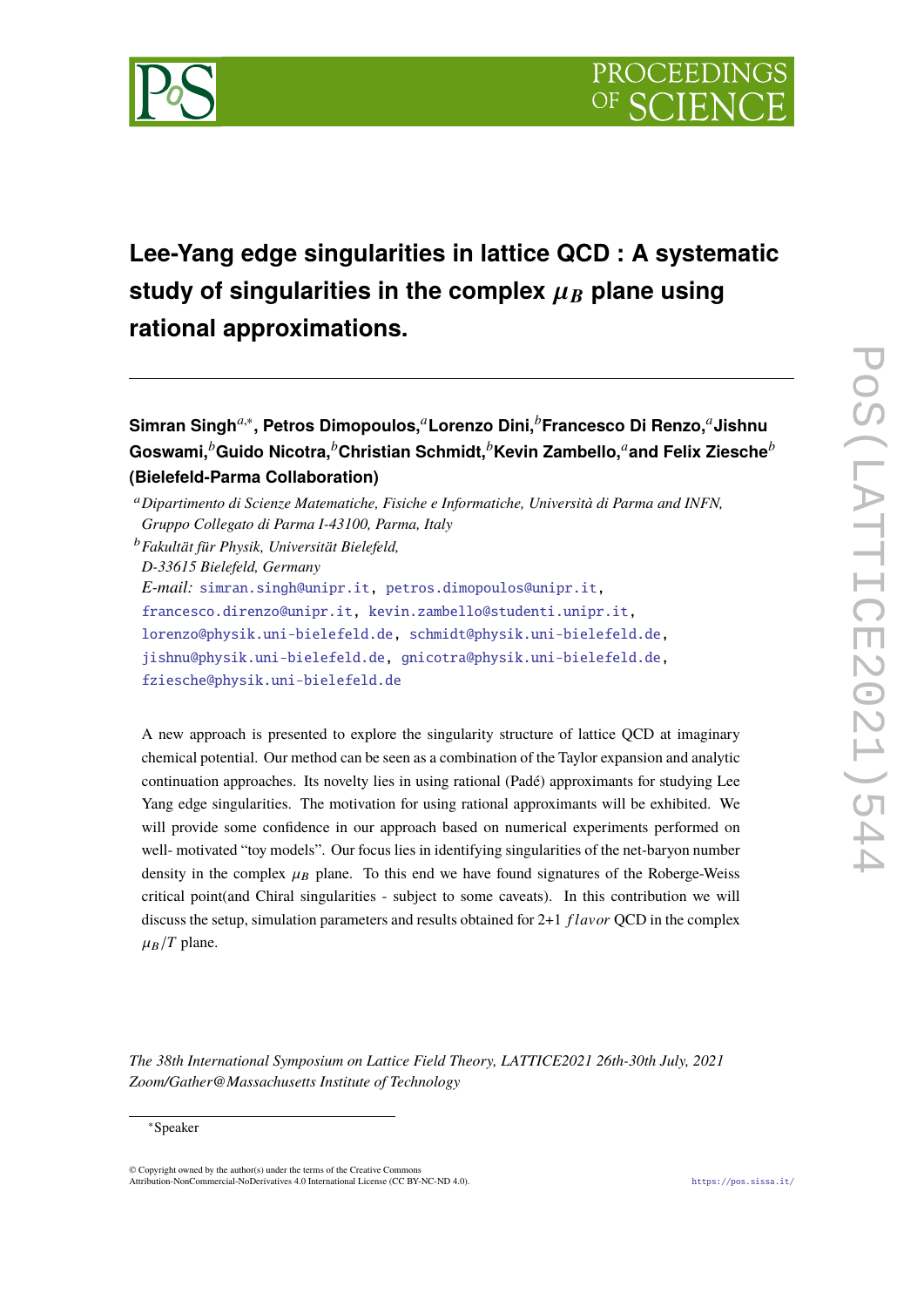# Lee-Yang edge singularities in lattice QCD : A systematic study of singularities in the complex $\mu_B$ plane using rational approximations.

**Simran Singh**[a,∗], **Petros Dimopoulos,**[a] **Lorenzo Dini,**[b] **Francesco Di Renzo,**[a] **Jishnu Goswami,**[b] **Guido Nicotra,**[b] **Christian Schmidt,**[b] **Kevin Zambello,**[a] **and Felix Ziesche**[b] **(Bielefeld-Parma Collaboration)**

[a] *Dipartimento di Scienze Matematiche, Fisiche e Informatiche, Università di Parma and INFN, Gruppo Collegato di Parma I-43100, Parma, Italy*

[b] *Fakultät für Physik, Universität Bielefeld, D-33615 Bielefeld, Germany*

*E-mail:* simran.singh@unipr.it, petros.dimopoulos@unipr.it, francesco.direnzo@unipr.it, kevin.zambello@studenti.unipr.it, lorenzo@physik.uni-bielefeld.de, schmidt@physik.uni-bielefeld.de, jishnu@physik.uni-bielefeld.de, gnicotra@physik.uni-bielefeld.de, fziesche@physik.uni-bielefeld.de

A new approach is presented to explore the singularity structure of lattice QCD at imaginary chemical potential. Our method can be seen as a combination of the Taylor expansion and analytic continuation approaches. Its novelty lies in using rational (Padé) approximants for studying Lee Yang edge singularities. The motivation for using rational approximants will be exhibited. We will provide some confidence in our approach based on numerical experiments performed on well- motivated "toy models". Our focus lies in identifying singularities of the net-baryon number density in the complex $\mu_B$ plane. To this end we have found signatures of the Roberge-Weiss critical point(and Chiral singularities - subject to some caveats). In this contribution we will discuss the setup, simulation parameters and results obtained for 2+1 $flavor$ QCD in the complex $\mu_B/T$ plane.

*The 38th International Symposium on Lattice Field Theory, LATTICE2021 26th-30th July, 2021 Zoom/Gather@Massachusetts Institute of Technology*

∗Speaker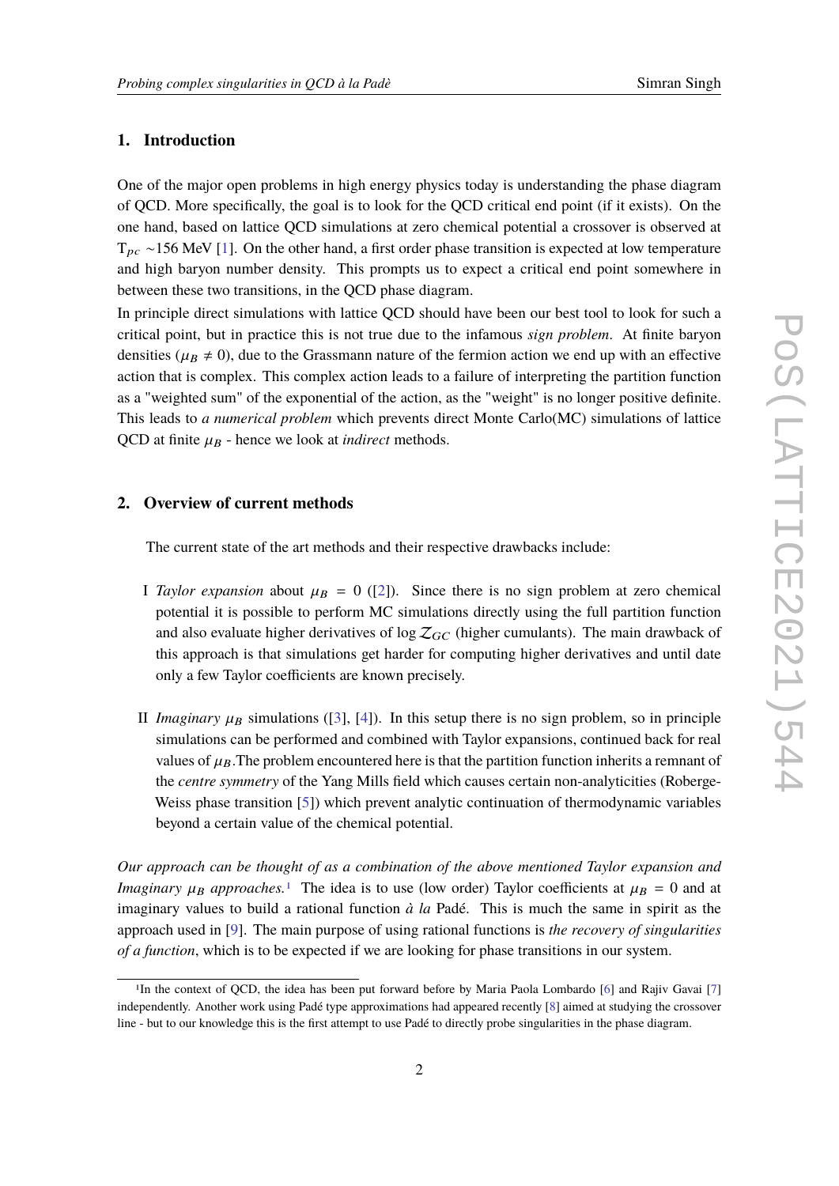## 1. Introduction

One of the major open problems in high energy physics today is understanding the phase diagram of QCD. More specifically, the goal is to look for the QCD critical end point (if it exists). On the one hand, based on lattice QCD simulations at zero chemical potential a crossover is observed at $T_{pc}$ ~156 MeV [1]. On the other hand, a first order phase transition is expected at low temperature and high baryon number density. This prompts us to expect a critical end point somewhere in between these two transitions, in the QCD phase diagram.

In principle direct simulations with lattice QCD should have been our best tool to look for such a critical point, but in practice this is not true due to the infamous *sign problem*. At finite baryon densities ($\mu_B \neq 0$), due to the Grassmann nature of the fermion action we end up with an effective action that is complex. This complex action leads to a failure of interpreting the partition function as a "weighted sum" of the exponential of the action, as the "weight" is no longer positive definite. This leads to *a numerical problem* which prevents direct Monte Carlo(MC) simulations of lattice QCD at finite $\mu_B$ - hence we look at *indirect* methods.

## 2. Overview of current methods

The current state of the art methods and their respective drawbacks include:

I *Taylor expansion* about $\mu_B = 0$ ([2]). Since there is no sign problem at zero chemical potential it is possible to perform MC simulations directly using the full partition function and also evaluate higher derivatives of $\log \mathcal{Z}_{GC}$ (higher cumulants). The main drawback of this approach is that simulations get harder for computing higher derivatives and until date only a few Taylor coefficients are known precisely.

II *Imaginary* $\mu_B$ simulations ([3], [4]). In this setup there is no sign problem, so in principle simulations can be performed and combined with Taylor expansions, continued back for real values of $\mu_B$.The problem encountered here is that the partition function inherits a remnant of the *centre symmetry* of the Yang Mills field which causes certain non-analyticities (Roberge-Weiss phase transition [5]) which prevent analytic continuation of thermodynamic variables beyond a certain value of the chemical potential.

*Our approach can be thought of as a combination of the above mentioned Taylor expansion and Imaginary* $\mu_B$ *approaches.*[1] The idea is to use (low order) Taylor coefficients at $\mu_B = 0$ and at imaginary values to build a rational function *à la* Padé. This is much the same in spirit as the approach used in [9]. The main purpose of using rational functions is *the recovery of singularities of a function*, which is to be expected if we are looking for phase transitions in our system.

[1] In the context of QCD, the idea has been put forward before by Maria Paola Lombardo [6] and Rajiv Gavai [7] independently. Another work using Padé type approximations had appeared recently [8] aimed at studying the crossover line - but to our knowledge this is the first attempt to use Padé to directly probe singularities in the phase diagram.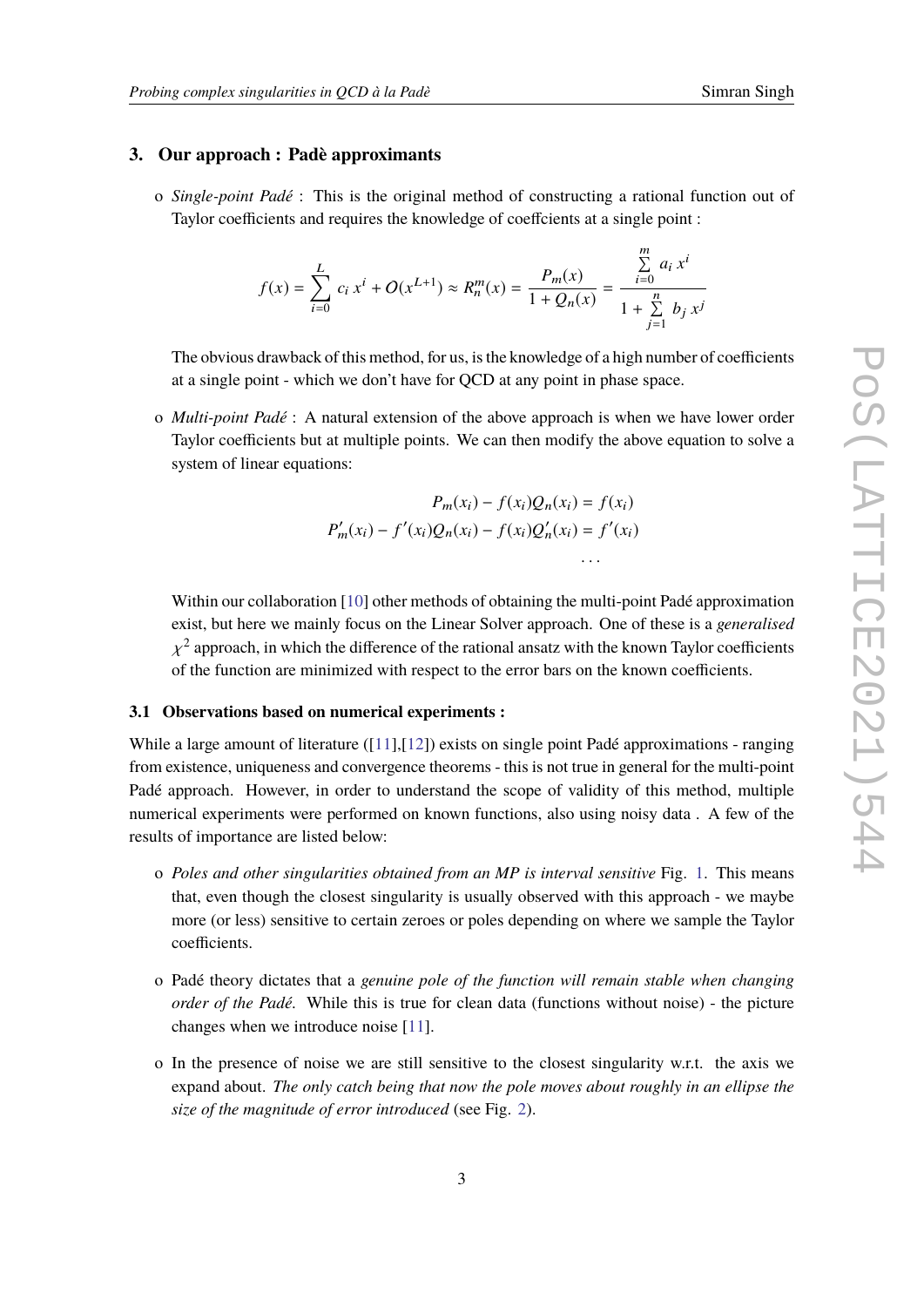## 3. Our approach : Padè approximants

- *Single-point Padé* : This is the original method of constructing a rational function out of Taylor coefficients and requires the knowledge of coeffcients at a single point :

$$f(x) = \sum_{i=0}^{L} c_i \, x^i + O(x^{L+1}) \approx R_n^m(x) = \frac{P_m(x)}{1 + Q_n(x)} = \frac{\sum_{i=0}^{m} a_i \, x^i}{1 + \sum_{j=1}^{n} b_j \, x^j}$$

  The obvious drawback of this method, for us, is the knowledge of a high number of coefficients at a single point - which we don't have for QCD at any point in phase space.

- *Multi-point Padé* : A natural extension of the above approach is when we have lower order Taylor coefficients but at multiple points. We can then modify the above equation to solve a system of linear equations:

$$\begin{aligned} P_m(x_i) - f(x_i) Q_n(x_i) &= f(x_i) \\ P_m'(x_i) - f'(x_i) Q_n(x_i) - f(x_i) Q_n'(x_i) &= f'(x_i) \\ &\cdots \end{aligned}$$

  Within our collaboration [10] other methods of obtaining the multi-point Padé approximation exist, but here we mainly focus on the Linear Solver approach. One of these is a *generalised* $\chi^2$ approach, in which the difference of the rational ansatz with the known Taylor coefficients of the function are minimized with respect to the error bars on the known coefficients.

### 3.1 Observations based on numerical experiments :

While a large amount of literature ([11],[12]) exists on single point Padé approximations - ranging from existence, uniqueness and convergence theorems - this is not true in general for the multi-point Padé approach. However, in order to understand the scope of validity of this method, multiple numerical experiments were performed on known functions, also using noisy data . A few of the results of importance are listed below:

- *Poles and other singularities obtained from an MP is interval sensitive* Fig. 1. This means that, even though the closest singularity is usually observed with this approach - we maybe more (or less) sensitive to certain zeroes or poles depending on where we sample the Taylor coefficients.

- Padé theory dictates that a *genuine pole of the function will remain stable when changing order of the Padé.* While this is true for clean data (functions without noise) - the picture changes when we introduce noise [11].

- In the presence of noise we are still sensitive to the closest singularity w.r.t. the axis we expand about. *The only catch being that now the pole moves about roughly in an ellipse the size of the magnitude of error introduced* (see Fig. 2).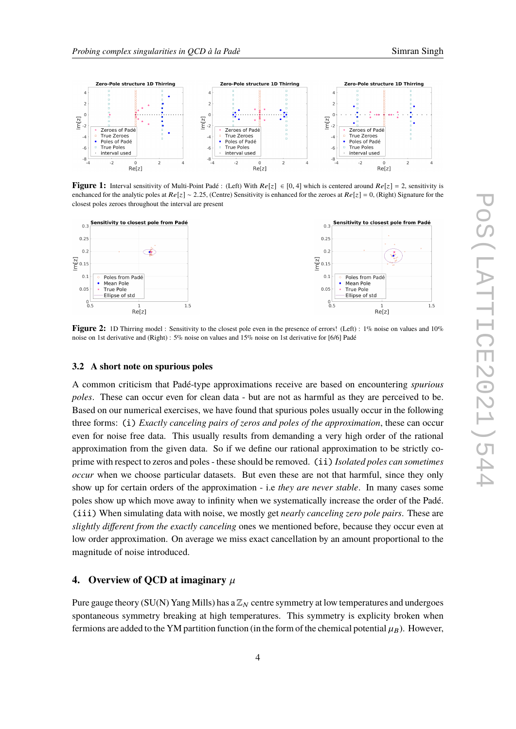**Figure 1:** Interval sensitivity of Multi-Point Padé : (Left) With $Re[z] \in [0,4]$ which is centered around $Re[z] = 2$, sensitivity is enchanced for the analytic poles at $Re[z] \sim 2.25$, (Centre) Sensitivity is enhanced for the zeroes at $Re[z] = 0$, (Right) Signature for the closest poles zeroes throughout the interval are present

**Figure 2:** 1D Thirring model : Sensitivity to the closest pole even in the presence of errors! (Left) : 1% noise on values and 10% noise on 1st derivative and (Right) : 5% noise on values and 15% noise on 1st derivative for [6/6] Padé

### 3.2 A short note on spurious poles

A common criticism that Padé-type approximations receive are based on encountering *spurious poles*. These can occur even for clean data - but are not as harmful as they are perceived to be. Based on our numerical exercises, we have found that spurious poles usually occur in the following three forms: `(i)` *Exactly canceling pairs of zeros and poles of the approximation*, these can occur even for noise free data. This usually results from demanding a very high order of the rational approximation from the given data. So if we define our rational approximation to be strictly co-prime with respect to zeros and poles - these should be removed. `(ii)` *Isolated poles can sometimes occur* when we choose particular datasets. But even these are not that harmful, since they only show up for certain orders of the approximation - i.e *they are never stable*. In many cases some poles show up which move away to infinity when we systematically increase the order of the Padé. `(iii)` When simulating data with noise, we mostly get *nearly canceling zero pole pairs*. These are *slightly different from the exactly canceling* ones we mentioned before, because they occur even at low order approximation. On average we miss exact cancellation by an amount proportional to the magnitude of noise introduced.

## 4. Overview of QCD at imaginary $\mu$

Pure gauge theory (SU(N) Yang Mills) has a $\mathbb{Z}_N$ centre symmetry at low temperatures and undergoes spontaneous symmetry breaking at high temperatures. This symmetry is explicity broken when fermions are added to the YM partition function (in the form of the chemical potential $\mu_B$). However,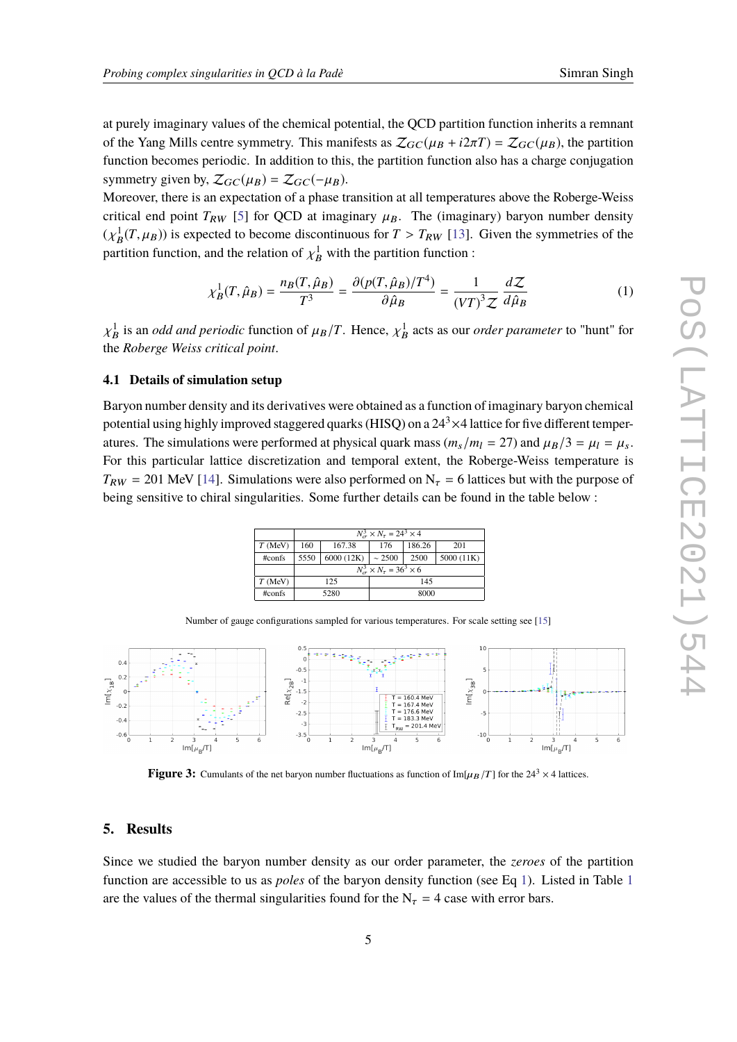at purely imaginary values of the chemical potential, the QCD partition function inherits a remnant of the Yang Mills centre symmetry. This manifests as $\mathcal{Z}_{GC}(\mu_B + i2\pi T) = \mathcal{Z}_{GC}(\mu_B)$, the partition function becomes periodic. In addition to this, the partition function also has a charge conjugation symmetry given by, $\mathcal{Z}_{GC}(\mu_B) = \mathcal{Z}_{GC}(-\mu_B)$.
Moreover, there is an expectation of a phase transition at all temperatures above the Roberge-Weiss critical end point $T_{RW}$ [5] for QCD at imaginary $\mu_B$. The (imaginary) baryon number density $(\chi_B^1(T,\mu_B))$ is expected to become discontinuous for $T > T_{RW}$ [13]. Given the symmetries of the partition function, and the relation of $\chi_B^1$ with the partition function :

$$\chi_B^1(T,\hat{\mu}_B) = \frac{n_B(T,\hat{\mu}_B)}{T^3} = \frac{\partial(p(T,\hat{\mu}_B)/T^4)}{\partial\hat{\mu}_B} = \frac{1}{(VT)^3\mathcal{Z}}\frac{d\mathcal{Z}}{d\hat{\mu}_B} \tag{1}$$

$\chi_B^1$ is an *odd and periodic* function of $\mu_B/T$. Hence, $\chi_B^1$ acts as our *order parameter* to "hunt" for the *Roberge Weiss critical point*.

### 4.1 Details of simulation setup

Baryon number density and its derivatives were obtained as a function of imaginary baryon chemical potential using highly improved staggered quarks (HISQ) on a $24^3\times4$ lattice for five different temperatures. The simulations were performed at physical quark mass ($m_s/m_l = 27$) and $\mu_B/3 = \mu_l = \mu_s$. For this particular lattice discretization and temporal extent, the Roberge-Weiss temperature is $T_{RW} = 201$ MeV [14]. Simulations were also performed on $N_\tau = 6$ lattices but with the purpose of being sensitive to chiral singularities. Some further details can be found in the table below :

| | $N_\sigma^3 \times N_\tau = 24^3 \times 4$ | | | | |
|---|---|---|---|---|---|
| $T$ (MeV) | 160 | 167.38 | 176 | 186.26 | 201 |
| #confs | 5550 | 6000 (12K) | ~ 2500 | 2500 | 5000 (11K) |
| | $N_\sigma^3 \times N_\tau = 36^3 \times 6$ | | | | |
| $T$ (MeV) | 125 | | 145 | | |
| #confs | 5280 | | 8000 | | |

Number of gauge configurations sampled for various temperatures. For scale setting see [15]

**Figure 3:** Cumulants of the net baryon number fluctuations as function of Im$[\mu_B/T]$ for the $24^3\times4$ lattices.

## 5. Results

Since we studied the baryon number density as our order parameter, the *zeroes* of the partition function are accessible to us as *poles* of the baryon density function (see Eq 1). Listed in Table 1 are the values of the thermal singularities found for the $N_\tau = 4$ case with error bars.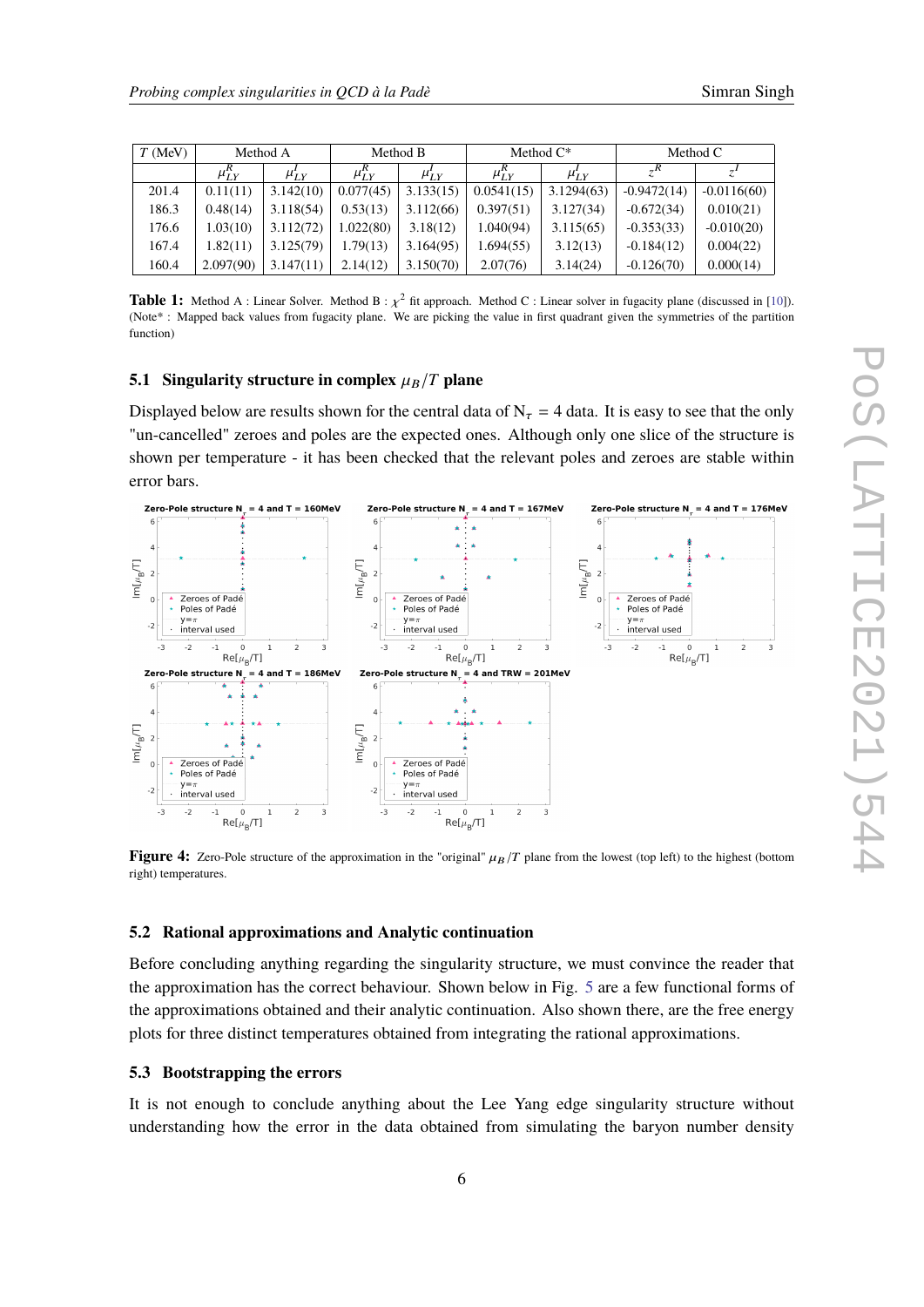| $T$ (MeV) | Method A | | Method B | | Method C* | | Method C | |
|---|---|---|---|---|---|---|---|---|
| | $\mu_{LY}^R$ | $\mu_{LY}^I$ | $\mu_{LY}^R$ | $\mu_{LY}^I$ | $\mu_{LY}^R$ | $\mu_{LY}^I$ | $z^R$ | $z^I$ |
| 201.4 | 0.11(11) | 3.142(10) | 0.077(45) | 3.133(15) | 0.0541(15) | 3.1294(63) | -0.9472(14) | -0.0116(60) |
| 186.3 | 0.48(14) | 3.118(54) | 0.53(13) | 3.112(66) | 0.397(51) | 3.127(34) | -0.672(34) | 0.010(21) |
| 176.6 | 1.03(10) | 3.112(72) | 1.022(80) | 3.18(12) | 1.040(94) | 3.115(65) | -0.353(33) | -0.010(20) |
| 167.4 | 1.82(11) | 3.125(79) | 1.79(13) | 3.164(95) | 1.694(55) | 3.12(13) | -0.184(12) | 0.004(22) |
| 160.4 | 2.097(90) | 3.147(11) | 2.14(12) | 3.150(70) | 2.07(76) | 3.14(24) | -0.126(70) | 0.000(14) |

**Table 1:** Method A : Linear Solver. Method B : $\chi^2$ fit approach. Method C : Linear solver in fugacity plane (discussed in [10]). (Note* : Mapped back values from fugacity plane. We are picking the value in first quadrant given the symmetries of the partition function)

### 5.1 Singularity structure in complex $\mu_B/T$ plane

Displayed below are results shown for the central data of $N_\tau = 4$ data. It is easy to see that the only "un-cancelled" zeroes and poles are the expected ones. Although only one slice of the structure is shown per temperature - it has been checked that the relevant poles and zeroes are stable within error bars.

**Figure 4:** Zero-Pole structure of the approximation in the "original" $\mu_B/T$ plane from the lowest (top left) to the highest (bottom right) temperatures.

### 5.2 Rational approximations and Analytic continuation

Before concluding anything regarding the singularity structure, we must convince the reader that the approximation has the correct behaviour. Shown below in Fig. 5 are a few functional forms of the approximations obtained and their analytic continuation. Also shown there, are the free energy plots for three distinct temperatures obtained from integrating the rational approximations.

### 5.3 Bootstrapping the errors

It is not enough to conclude anything about the Lee Yang edge singularity structure without understanding how the error in the data obtained from simulating the baryon number density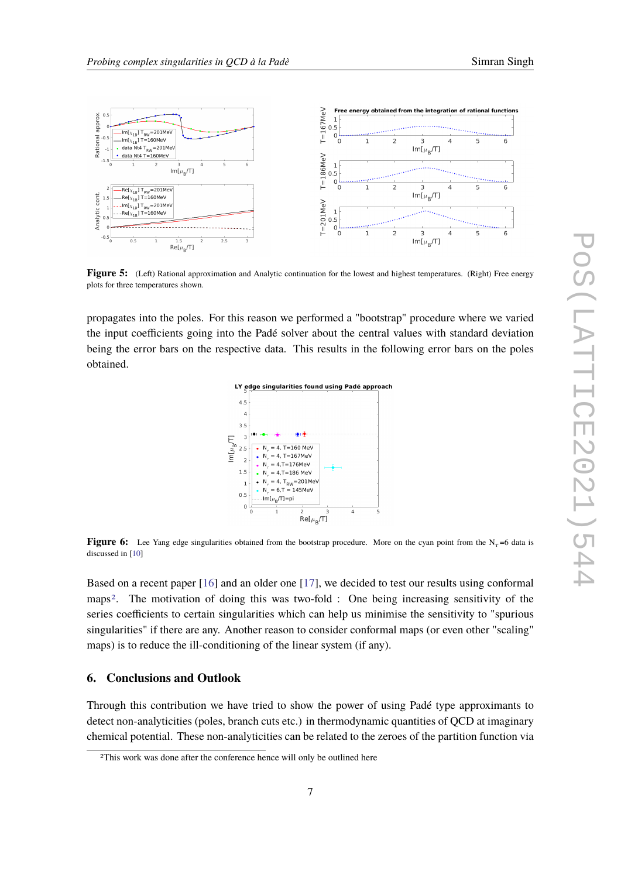**Figure 5:** (Left) Rational approximation and Analytic continuation for the lowest and highest temperatures. (Right) Free energy plots for three temperatures shown.

propagates into the poles. For this reason we performed a "bootstrap" procedure where we varied the input coefficients going into the Padé solver about the central values with standard deviation being the error bars on the respective data. This results in the following error bars on the poles obtained.

**Figure 6:** Lee Yang edge singularities obtained from the bootstrap procedure. More on the cyan point from the $N_\tau$=6 data is discussed in [10]

Based on a recent paper [16] and an older one [17], we decided to test our results using conformal maps[2]. The motivation of doing this was two-fold : One being increasing sensitivity of the series coefficients to certain singularities which can help us minimise the sensitivity to "spurious singularities" if there are any. Another reason to consider conformal maps (or even other "scaling" maps) is to reduce the ill-conditioning of the linear system (if any).

## 6. Conclusions and Outlook

Through this contribution we have tried to show the power of using Padé type approximants to detect non-analyticities (poles, branch cuts etc.) in thermodynamic quantities of QCD at imaginary chemical potential. These non-analyticities can be related to the zeroes of the partition function via

[2] This work was done after the conference hence will only be outlined here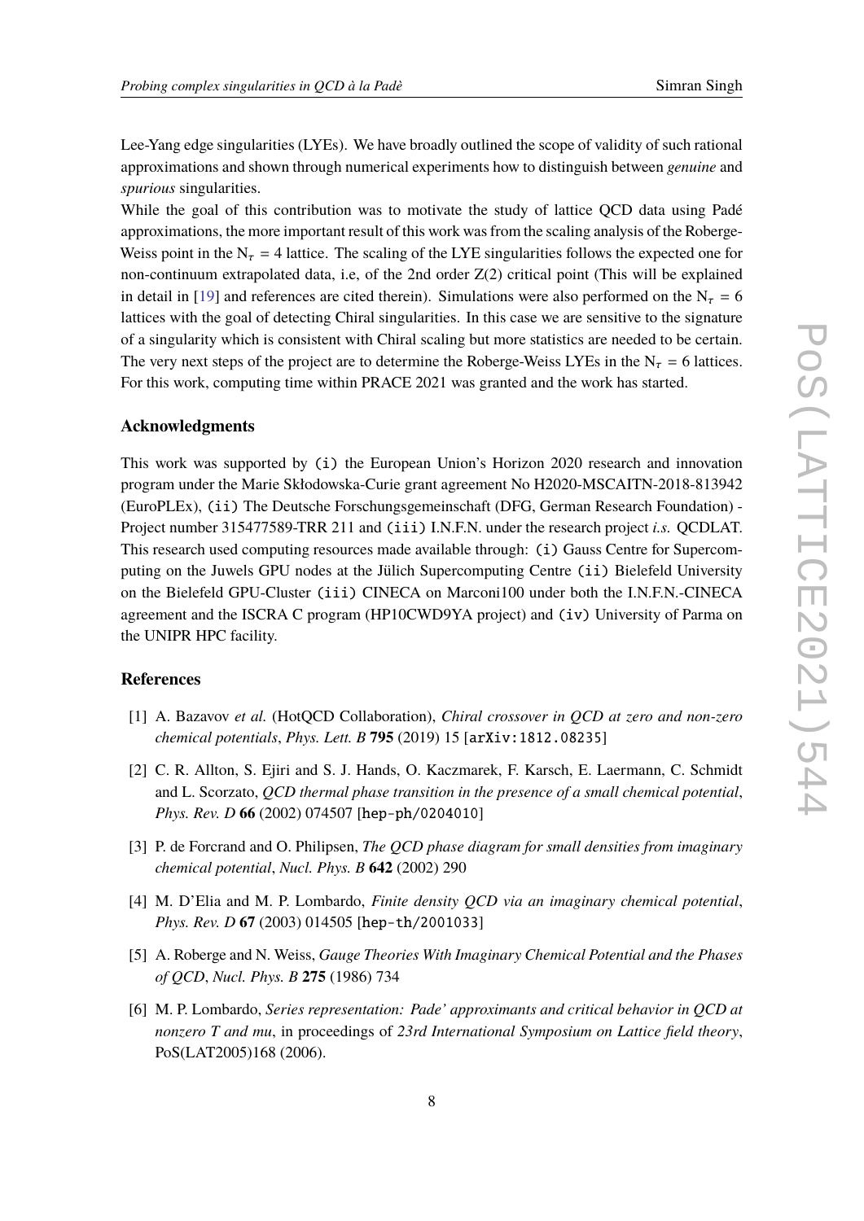Lee-Yang edge singularities (LYEs). We have broadly outlined the scope of validity of such rational approximations and shown through numerical experiments how to distinguish between *genuine* and *spurious* singularities.

While the goal of this contribution was to motivate the study of lattice QCD data using Padé approximations, the more important result of this work was from the scaling analysis of the Roberge-Weiss point in the $N_\tau = 4$ lattice. The scaling of the LYE singularities follows the expected one for non-continuum extrapolated data, i.e, of the 2nd order Z(2) critical point (This will be explained in detail in [19] and references are cited therein). Simulations were also performed on the $N_\tau = 6$ lattices with the goal of detecting Chiral singularities. In this case we are sensitive to the signature of a singularity which is consistent with Chiral scaling but more statistics are needed to be certain. The very next steps of the project are to determine the Roberge-Weiss LYEs in the $N_\tau = 6$ lattices. For this work, computing time within PRACE 2021 was granted and the work has started.

## Acknowledgments

This work was supported by (i) the European Union's Horizon 2020 research and innovation program under the Marie Skłodowska-Curie grant agreement No H2020-MSCAITN-2018-813942 (EuroPLEx), (ii) The Deutsche Forschungsgemeinschaft (DFG, German Research Foundation) - Project number 315477589-TRR 211 and (iii) I.N.F.N. under the research project *i.s.* QCDLAT. This research used computing resources made available through: (i) Gauss Centre for Supercomputing on the Juwels GPU nodes at the Jülich Supercomputing Centre (ii) Bielefeld University on the Bielefeld GPU-Cluster (iii) CINECA on Marconi100 under both the I.N.F.N.-CINECA agreement and the ISCRA C program (HP10CWD9YA project) and (iv) University of Parma on the UNIPR HPC facility.

## References

[1] A. Bazavov *et al.* (HotQCD Collaboration), *Chiral crossover in QCD at zero and non-zero chemical potentials*, *Phys. Lett. B* **795** (2019) 15 [arXiv:1812.08235]

[2] C. R. Allton, S. Ejiri and S. J. Hands, O. Kaczmarek, F. Karsch, E. Laermann, C. Schmidt and L. Scorzato, *QCD thermal phase transition in the presence of a small chemical potential*, *Phys. Rev. D* **66** (2002) 074507 [hep-ph/0204010]

[3] P. de Forcrand and O. Philipsen, *The QCD phase diagram for small densities from imaginary chemical potential*, *Nucl. Phys. B* **642** (2002) 290

[4] M. D'Elia and M. P. Lombardo, *Finite density QCD via an imaginary chemical potential*, *Phys. Rev. D* **67** (2003) 014505 [hep-th/2001033]

[5] A. Roberge and N. Weiss, *Gauge Theories With Imaginary Chemical Potential and the Phases of QCD*, *Nucl. Phys. B* **275** (1986) 734

[6] M. P. Lombardo, *Series representation: Pade' approximants and critical behavior in QCD at nonzero T and mu*, in proceedings of *23rd International Symposium on Lattice field theory*, PoS(LAT2005)168 (2006).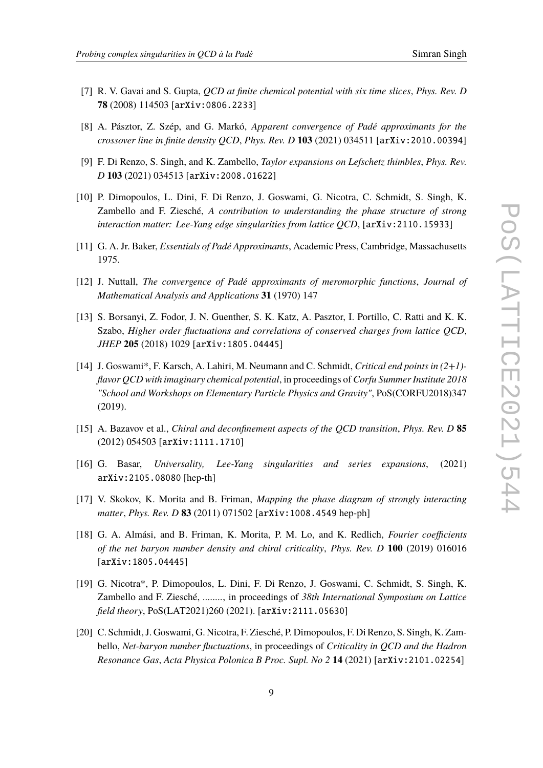[7] R. V. Gavai and S. Gupta, *QCD at finite chemical potential with six time slices*, *Phys. Rev. D* **78** (2008) 114503 [arXiv:0806.2233]

[8] A. Pásztor, Z. Szép, and G. Markó, *Apparent convergence of Padé approximants for the crossover line in finite density QCD*, *Phys. Rev. D* **103** (2021) 034511 [arXiv:2010.00394]

[9] F. Di Renzo, S. Singh, and K. Zambello, *Taylor expansions on Lefschetz thimbles*, *Phys. Rev. D* **103** (2021) 034513 [arXiv:2008.01622]

[10] P. Dimopoulos, L. Dini, F. Di Renzo, J. Goswami, G. Nicotra, C. Schmidt, S. Singh, K. Zambello and F. Ziesché, *A contribution to understanding the phase structure of strong interaction matter: Lee-Yang edge singularities from lattice QCD*, [arXiv:2110.15933]

[11] G. A. Jr. Baker, *Essentials of Padé Approximants*, Academic Press, Cambridge, Massachusetts 1975.

[12] J. Nuttall, *The convergence of Padé approximants of meromorphic functions*, *Journal of Mathematical Analysis and Applications* **31** (1970) 147

[13] S. Borsanyi, Z. Fodor, J. N. Guenther, S. K. Katz, A. Pasztor, I. Portillo, C. Ratti and K. K. Szabo, *Higher order fluctuations and correlations of conserved charges from lattice QCD*, *JHEP* **205** (2018) 1029 [arXiv:1805.04445]

[14] J. Goswami*, F. Karsch, A. Lahiri, M. Neumann and C. Schmidt, *Critical end points in (2+1)-flavor QCD with imaginary chemical potential*, in proceedings of *Corfu Summer Institute 2018 "School and Workshops on Elementary Particle Physics and Gravity"*, PoS(CORFU2018)347 (2019).

[15] A. Bazavov et al., *Chiral and deconfinement aspects of the QCD transition*, *Phys. Rev. D* **85** (2012) 054503 [arXiv:1111.1710]

[16] G. Basar, *Universality, Lee-Yang singularities and series expansions*, (2021) arXiv:2105.08080 [hep-th]

[17] V. Skokov, K. Morita and B. Friman, *Mapping the phase diagram of strongly interacting matter*, *Phys. Rev. D* **83** (2011) 071502 [arXiv:1008.4549 hep-ph]

[18] G. A. Almási, and B. Friman, K. Morita, P. M. Lo, and K. Redlich, *Fourier coefficients of the net baryon number density and chiral criticality*, *Phys. Rev. D* **100** (2019) 016016 [arXiv:1805.04445]

[19] G. Nicotra*, P. Dimopoulos, L. Dini, F. Di Renzo, J. Goswami, C. Schmidt, S. Singh, K. Zambello and F. Ziesché, ........, in proceedings of *38th International Symposium on Lattice field theory*, PoS(LAT2021)260 (2021). [arXiv:2111.05630]

[20] C. Schmidt, J. Goswami, G. Nicotra, F. Ziesché, P. Dimopoulos, F. Di Renzo, S. Singh, K. Zambello, *Net-baryon number fluctuations*, in proceedings of *Criticality in QCD and the Hadron Resonance Gas*, *Acta Physica Polonica B Proc. Supl. No 2* **14** (2021) [arXiv:2101.02254]